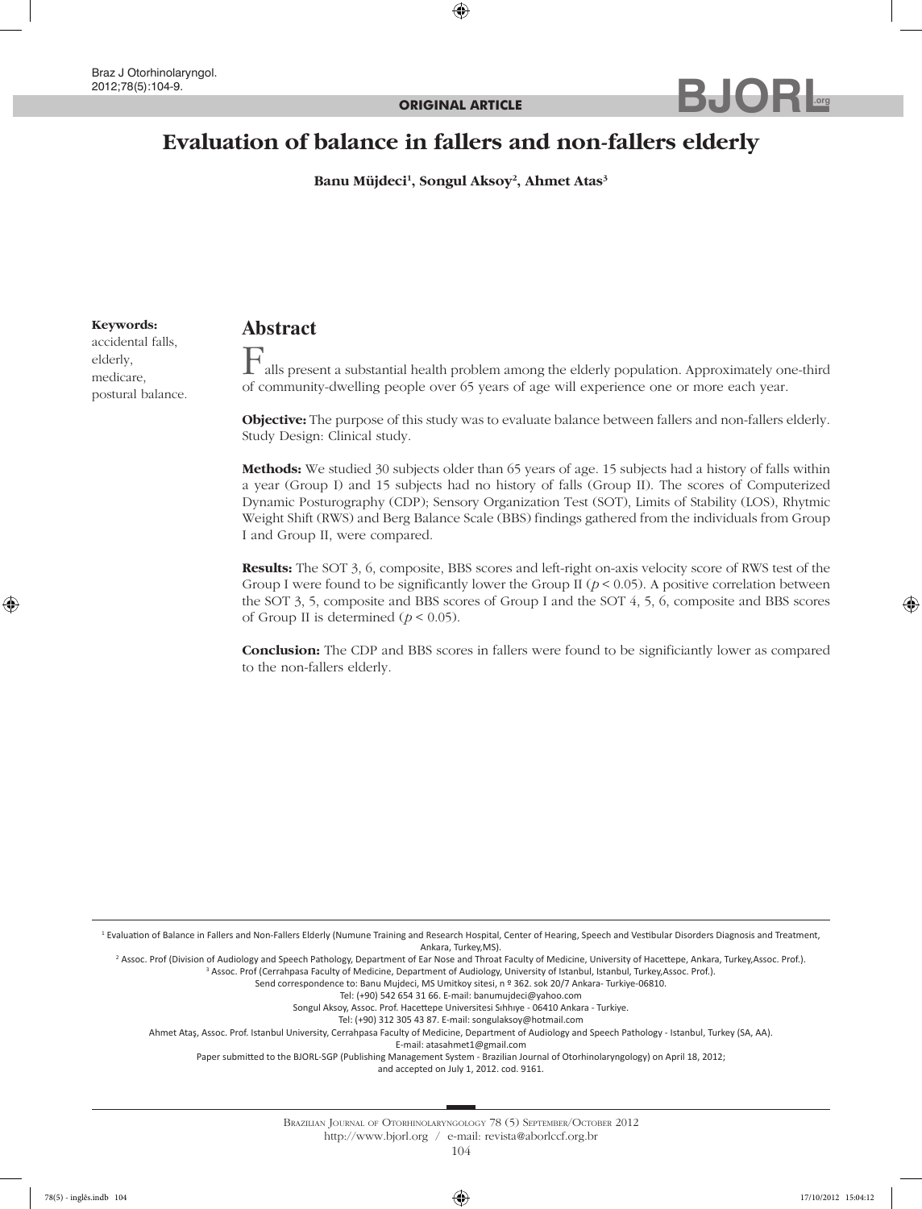ORIGINAL ARTICLE

# Evaluation of balance in fallers and non-fallers elderly

**Banu Müjdeci[1], Songul Aksoy[2], Ahmet Atas[3]**

**Keywords:**
accidental falls,
elderly,
medicare,
postural balance.

## Abstract

Falls present a substantial health problem among the elderly population. Approximately one-third of community-dwelling people over 65 years of age will experience one or more each year.

**Objective:** The purpose of this study was to evaluate balance between fallers and non-fallers elderly. Study Design: Clinical study.

**Methods:** We studied 30 subjects older than 65 years of age. 15 subjects had a history of falls within a year (Group I) and 15 subjects had no history of falls (Group II). The scores of Computerized Dynamic Posturography (CDP); Sensory Organization Test (SOT), Limits of Stability (LOS), Rhytmic Weight Shift (RWS) and Berg Balance Scale (BBS) findings gathered from the individuals from Group I and Group II, were compared.

**Results:** The SOT 3, 6, composite, BBS scores and left-right on-axis velocity score of RWS test of the Group I were found to be significantly lower the Group II ($p < 0.05$). A positive correlation between the SOT 3, 5, composite and BBS scores of Group I and the SOT 4, 5, 6, composite and BBS scores of Group II is determined ($p < 0.05$).

**Conclusion:** The CDP and BBS scores in fallers were found to be significiantly lower as compared to the non-fallers elderly.

---

[1] Evaluation of Balance in Fallers and Non-Fallers Elderly (Numune Training and Research Hospital, Center of Hearing, Speech and Vestibular Disorders Diagnosis and Treatment, Ankara, Turkey,MS).
[2] Assoc. Prof (Division of Audiology and Speech Pathology, Department of Ear Nose and Throat Faculty of Medicine, University of Hacettepe, Ankara, Turkey,Assoc. Prof.).
[3] Assoc. Prof (Cerrahpasa Faculty of Medicine, Department of Audiology, University of Istanbul, Istanbul, Turkey,Assoc. Prof.).
Send correspondence to: Banu Mujdeci, MS Umitkoy sitesi, n º 362. sok 20/7 Ankara- Turkiye-06810.
Tel: (+90) 542 654 31 66. E-mail: banumujdeci@yahoo.com
Songul Aksoy, Assoc. Prof. Hacettepe Universitesi Sıhhıye - 06410 Ankara - Turkiye.
Tel: (+90) 312 305 43 87. E-mail: songulaksoy@hotmail.com
Ahmet Ataş, Assoc. Prof. Istanbul University, Cerrahpasa Faculty of Medicine, Department of Audiology and Speech Pathology - Istanbul, Turkey (SA, AA).
E-mail: atasahmet1@gmail.com
Paper submitted to the BJORL-SGP (Publishing Management System - Brazilian Journal of Otorhinolaryngology) on April 18, 2012;
and accepted on July 1, 2012. cod. 9161.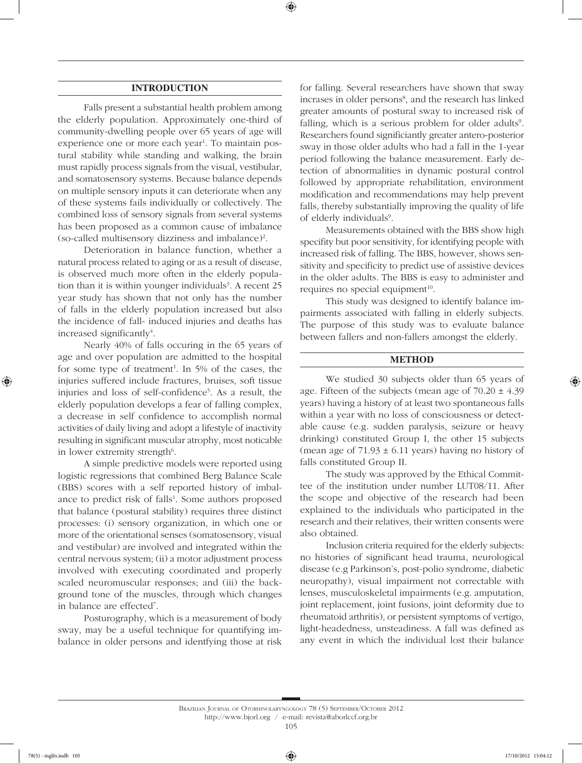## INTRODUCTION

Falls present a substantial health problem among the elderly population. Approximately one-third of community-dwelling people over 65 years of age will experience one or more each year[1]. To maintain postural stability while standing and walking, the brain must rapidly process signals from the visual, vestibular, and somatosensory systems. Because balance depends on multiple sensory inputs it can deteriorate when any of these systems fails individually or collectively. The combined loss of sensory signals from several systems has been proposed as a common cause of imbalance (so-called multisensory dizziness and imbalance)[2].

Deterioration in balance function, whether a natural process related to aging or as a result of disease, is observed much more often in the elderly population than it is within younger individuals[3]. A recent 25 year study has shown that not only has the number of falls in the elderly population increased but also the incidence of fall- induced injuries and deaths has increased significantly[4].

Nearly 40% of falls occuring in the 65 years of age and over population are admitted to the hospital for some type of treatment[1]. In 5% of the cases, the injuries suffered include fractures, bruises, soft tissue injuries and loss of self-confidence[5]. As a result, the elderly population develops a fear of falling complex, a decrease in self confidence to accomplish normal activities of daily living and adopt a lifestyle of inactivity resulting in significant muscular atrophy, most noticable in lower extremity strength[6].

A simple predictive models were reported using logistic regressions that combined Berg Balance Scale (BBS) scores with a self reported history of imbalance to predict risk of falls[1]. Some authors proposed that balance (postural stability) requires three distinct processes: (i) sensory organization, in which one or more of the orientational senses (somatosensory, visual and vestibular) are involved and integrated within the central nervous system; (ii) a motor adjustment process involved with executing coordinated and properly scaled neuromuscular responses; and (iii) the background tone of the muscles, through which changes in balance are effected[7].

Posturography, which is a measurement of body sway, may be a useful technique for quantifying imbalance in older persons and identfying those at risk for falling. Several researchers have shown that sway incrases in older persons[8], and the research has linked greater amounts of postural sway to increased risk of falling, which is a serious problem for older adults[9]. Researchers found significiantly greater antero-posterior sway in those older adults who had a fall in the 1-year period following the balance measurement. Early detection of abnormalities in dynamic postural control followed by appropriate rehabilitation, environment modification and recommendations may help prevent falls, thereby substantially improving the quality of life of elderly individuals[9].

Measurements obtained with the BBS show high specifity but poor sensitivity, for identifying people with increased risk of falling. The BBS, however, shows sensitivity and specificity to predict use of assistive devices in the older adults. The BBS is easy to administer and requires no special equipment[10].

This study was designed to identify balance impairments associated with falling in elderly subjects. The purpose of this study was to evaluate balance between fallers and non-fallers amongst the elderly.

## METHOD

We studied 30 subjects older than 65 years of age. Fifteen of the subjects (mean age of $70.20 \pm 4.39$ years) having a history of at least two spontaneous falls within a year with no loss of consciousness or detectable cause (e.g. sudden paralysis, seizure or heavy drinking) constituted Group I, the other 15 subjects (mean age of $71.93 \pm 6.11$ years) having no history of falls constituted Group II.

The study was approved by the Ethical Committee of the institution under number LUT08/11. After the scope and objective of the research had been explained to the individuals who participated in the research and their relatives, their written consents were also obtained.

Inclusion criteria required for the elderly subjects: no histories of significant head trauma, neurological disease (e.g Parkinson's, post-polio syndrome, diabetic neuropathy), visual impairment not correctable with lenses, musculoskeletal impairments (e.g. amputation, joint replacement, joint fusions, joint deformity due to rheumatoid arthritis), or persistent symptoms of vertigo, light-headedness, unsteadiness. A fall was defined as any event in which the individual lost their balance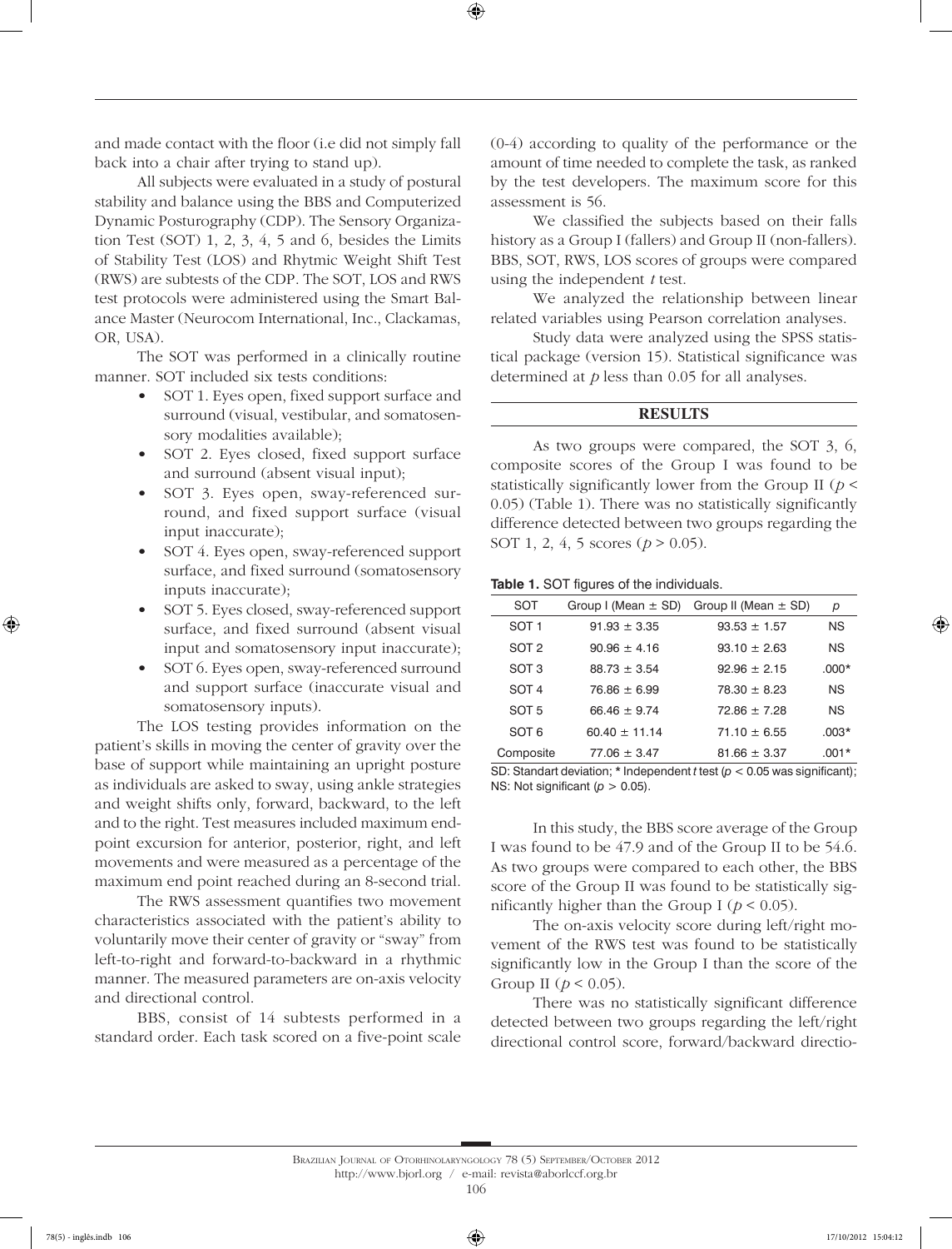and made contact with the floor (i.e did not simply fall back into a chair after trying to stand up).

All subjects were evaluated in a study of postural stability and balance using the BBS and Computerized Dynamic Posturography (CDP). The Sensory Organization Test (SOT) 1, 2, 3, 4, 5 and 6, besides the Limits of Stability Test (LOS) and Rhytmic Weight Shift Test (RWS) are subtests of the CDP. The SOT, LOS and RWS test protocols were administered using the Smart Balance Master (Neurocom International, Inc., Clackamas, OR, USA).

The SOT was performed in a clinically routine manner. SOT included six tests conditions:

- SOT 1. Eyes open, fixed support surface and surround (visual, vestibular, and somatosensory modalities available);
- SOT 2. Eyes closed, fixed support surface and surround (absent visual input);
- SOT 3. Eyes open, sway-referenced surround, and fixed support surface (visual input inaccurate);
- SOT 4. Eyes open, sway-referenced support surface, and fixed surround (somatosensory inputs inaccurate);
- SOT 5. Eyes closed, sway-referenced support surface, and fixed surround (absent visual input and somatosensory input inaccurate);
- SOT 6. Eyes open, sway-referenced surround and support surface (inaccurate visual and somatosensory inputs).

The LOS testing provides information on the patient's skills in moving the center of gravity over the base of support while maintaining an upright posture as individuals are asked to sway, using ankle strategies and weight shifts only, forward, backward, to the left and to the right. Test measures included maximum endpoint excursion for anterior, posterior, right, and left movements and were measured as a percentage of the maximum end point reached during an 8-second trial.

The RWS assessment quantifies two movement characteristics associated with the patient's ability to voluntarily move their center of gravity or "sway" from left-to-right and forward-to-backward in a rhythmic manner. The measured parameters are on-axis velocity and directional control.

BBS, consist of 14 subtests performed in a standard order. Each task scored on a five-point scale (0-4) according to quality of the performance or the amount of time needed to complete the task, as ranked by the test developers. The maximum score for this assessment is 56.

We classified the subjects based on their falls history as a Group I (fallers) and Group II (non-fallers). BBS, SOT, RWS, LOS scores of groups were compared using the independent *t* test.

We analyzed the relationship between linear related variables using Pearson correlation analyses.

Study data were analyzed using the SPSS statistical package (version 15). Statistical significance was determined at $p$ less than 0.05 for all analyses.

## RESULTS

As two groups were compared, the SOT 3, 6, composite scores of the Group I was found to be statistically significantly lower from the Group II ($p < 0.05$) (Table 1). There was no statistically significantly difference detected between two groups regarding the SOT 1, 2, 4, 5 scores ($p > 0.05$).

**Table 1.** SOT figures of the individuals.

| SOT | Group I (Mean ± SD) | Group II (Mean ± SD) | *p* |
|---|---|---|---|
| SOT 1 | 91.93 ± 3.35 | 93.53 ± 1.57 | NS |
| SOT 2 | 90.96 ± 4.16 | 93.10 ± 2.63 | NS |
| SOT 3 | 88.73 ± 3.54 | 92.96 ± 2.15 | .000* |
| SOT 4 | 76.86 ± 6.99 | 78.30 ± 8.23 | NS |
| SOT 5 | 66.46 ± 9.74 | 72.86 ± 7.28 | NS |
| SOT 6 | 60.40 ± 11.14 | 71.10 ± 6.55 | .003* |
| Composite | 77.06 ± 3.47 | 81.66 ± 3.37 | .001* |

SD: Standart deviation; * Independent *t* test ($p < 0.05$ was significant); NS: Not significant ($p > 0.05$).

In this study, the BBS score average of the Group I was found to be 47.9 and of the Group II to be 54.6. As two groups were compared to each other, the BBS score of the Group II was found to be statistically significantly higher than the Group I ($p < 0.05$).

The on-axis velocity score during left/right movement of the RWS test was found to be statistically significantly low in the Group I than the score of the Group II ($p < 0.05$).

There was no statistically significant difference detected between two groups regarding the left/right directional control score, forward/backward directio-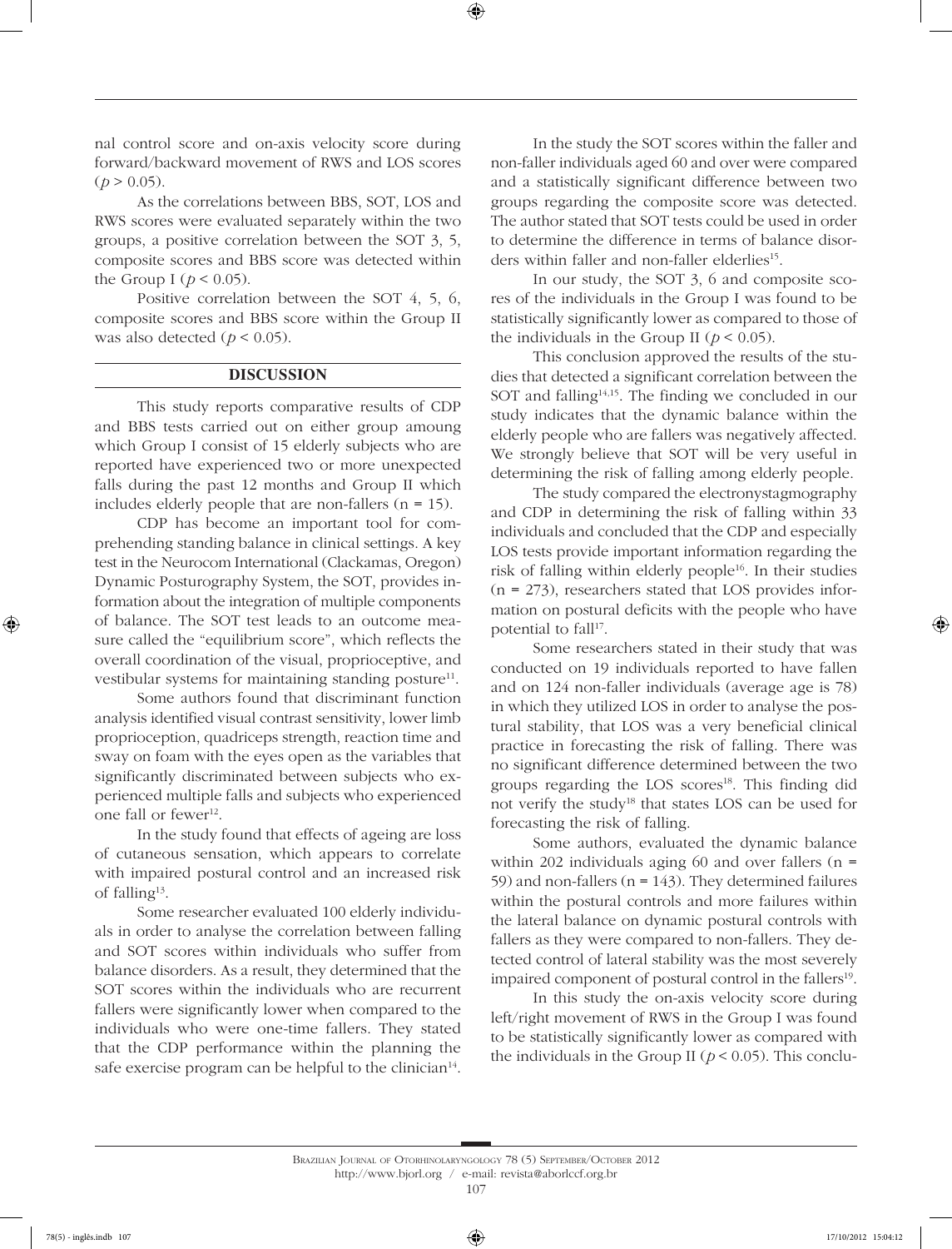nal control score and on-axis velocity score during forward/backward movement of RWS and LOS scores ($p > 0.05$).

As the correlations between BBS, SOT, LOS and RWS scores were evaluated separately within the two groups, a positive correlation between the SOT 3, 5, composite scores and BBS score was detected within the Group I ($p < 0.05$).

Positive correlation between the SOT 4, 5, 6, composite scores and BBS score within the Group II was also detected ($p < 0.05$).

## DISCUSSION

This study reports comparative results of CDP and BBS tests carried out on either group amoung which Group I consist of 15 elderly subjects who are reported have experienced two or more unexpected falls during the past 12 months and Group II which includes elderly people that are non-fallers (n = 15).

CDP has become an important tool for comprehending standing balance in clinical settings. A key test in the Neurocom International (Clackamas, Oregon) Dynamic Posturography System, the SOT, provides information about the integration of multiple components of balance. The SOT test leads to an outcome measure called the "equilibrium score", which reflects the overall coordination of the visual, proprioceptive, and vestibular systems for maintaining standing posture[11].

Some authors found that discriminant function analysis identified visual contrast sensitivity, lower limb proprioception, quadriceps strength, reaction time and sway on foam with the eyes open as the variables that significantly discriminated between subjects who experienced multiple falls and subjects who experienced one fall or fewer[12].

In the study found that effects of ageing are loss of cutaneous sensation, which appears to correlate with impaired postural control and an increased risk of falling[13].

Some researcher evaluated 100 elderly individuals in order to analyse the correlation between falling and SOT scores within individuals who suffer from balance disorders. As a result, they determined that the SOT scores within the individuals who are recurrent fallers were significantly lower when compared to the individuals who were one-time fallers. They stated that the CDP performance within the planning the safe exercise program can be helpful to the clinician[14].

In the study the SOT scores within the faller and non-faller individuals aged 60 and over were compared and a statistically significant difference between two groups regarding the composite score was detected. The author stated that SOT tests could be used in order to determine the difference in terms of balance disorders within faller and non-faller elderlies[15].

In our study, the SOT 3, 6 and composite scores of the individuals in the Group I was found to be statistically significantly lower as compared to those of the individuals in the Group II ($p < 0.05$).

This conclusion approved the results of the studies that detected a significant correlation between the SOT and falling[14,15]. The finding we concluded in our study indicates that the dynamic balance within the elderly people who are fallers was negatively affected. We strongly believe that SOT will be very useful in determining the risk of falling among elderly people.

The study compared the electronystagmography and CDP in determining the risk of falling within 33 individuals and concluded that the CDP and especially LOS tests provide important information regarding the risk of falling within elderly people[16]. In their studies (n = 273), researchers stated that LOS provides information on postural deficits with the people who have potential to fall[17].

Some researchers stated in their study that was conducted on 19 individuals reported to have fallen and on 124 non-faller individuals (average age is 78) in which they utilized LOS in order to analyse the postural stability, that LOS was a very beneficial clinical practice in forecasting the risk of falling. There was no significant difference determined between the two groups regarding the LOS scores[18]. This finding did not verify the study[18] that states LOS can be used for forecasting the risk of falling.

Some authors, evaluated the dynamic balance within 202 individuals aging 60 and over fallers (n = 59) and non-fallers (n = 143). They determined failures within the postural controls and more failures within the lateral balance on dynamic postural controls with fallers as they were compared to non-fallers. They detected control of lateral stability was the most severely impaired component of postural control in the fallers[19].

In this study the on-axis velocity score during left/right movement of RWS in the Group I was found to be statistically significantly lower as compared with the individuals in the Group II ($p < 0.05$). This conclu-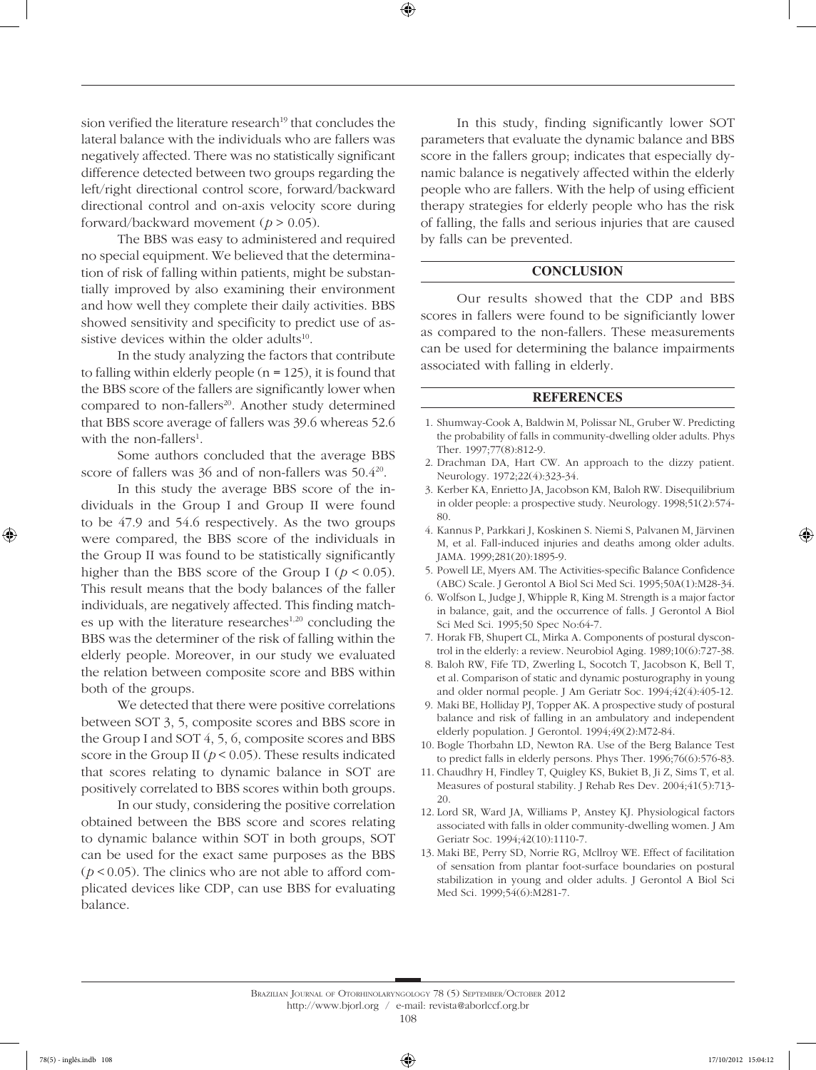sion verified the literature research[19] that concludes the lateral balance with the individuals who are fallers was negatively affected. There was no statistically significant difference detected between two groups regarding the left/right directional control score, forward/backward directional control and on-axis velocity score during forward/backward movement ($p > 0.05$).

The BBS was easy to administered and required no special equipment. We believed that the determination of risk of falling within patients, might be substantially improved by also examining their environment and how well they complete their daily activities. BBS showed sensitivity and specificity to predict use of assistive devices within the older adults[10].

In the study analyzing the factors that contribute to falling within elderly people (n = 125), it is found that the BBS score of the fallers are significantly lower when compared to non-fallers[20]. Another study determined that BBS score average of fallers was 39.6 whereas 52.6 with the non-fallers[1].

Some authors concluded that the average BBS score of fallers was 36 and of non-fallers was 50.4[20].

In this study the average BBS score of the individuals in the Group I and Group II were found to be 47.9 and 54.6 respectively. As the two groups were compared, the BBS score of the individuals in the Group II was found to be statistically significantly higher than the BBS score of the Group I ($p < 0.05$). This result means that the body balances of the faller individuals, are negatively affected. This finding matches up with the literature researches[1,20] concluding the BBS was the determiner of the risk of falling within the elderly people. Moreover, in our study we evaluated the relation between composite score and BBS within both of the groups.

We detected that there were positive correlations between SOT 3, 5, composite scores and BBS score in the Group I and SOT 4, 5, 6, composite scores and BBS score in the Group II ($p < 0.05$). These results indicated that scores relating to dynamic balance in SOT are positively correlated to BBS scores within both groups.

In our study, considering the positive correlation obtained between the BBS score and scores relating to dynamic balance within SOT in both groups, SOT can be used for the exact same purposes as the BBS ($p < 0.05$). The clinics who are not able to afford complicated devices like CDP, can use BBS for evaluating balance.

In this study, finding significantly lower SOT parameters that evaluate the dynamic balance and BBS score in the fallers group; indicates that especially dynamic balance is negatively affected within the elderly people who are fallers. With the help of using efficient therapy strategies for elderly people who has the risk of falling, the falls and serious injuries that are caused by falls can be prevented.

## CONCLUSION

Our results showed that the CDP and BBS scores in fallers were found to be significiantly lower as compared to the non-fallers. These measurements can be used for determining the balance impairments associated with falling in elderly.

## REFERENCES

1. Shumway-Cook A, Baldwin M, Polissar NL, Gruber W. Predicting the probability of falls in community-dwelling older adults. Phys Ther. 1997;77(8):812-9.
2. Drachman DA, Hart CW. An approach to the dizzy patient. Neurology. 1972;22(4):323-34.
3. Kerber KA, Enrietto JA, Jacobson KM, Baloh RW. Disequilibrium in older people: a prospective study. Neurology. 1998;51(2):574-80.
4. Kannus P, Parkkari J, Koskinen S. Niemi S, Palvanen M, Järvinen M, et al. Fall-induced injuries and deaths among older adults. JAMA. 1999;281(20):1895-9.
5. Powell LE, Myers AM. The Activities-specific Balance Confidence (ABC) Scale. J Gerontol A Biol Sci Med Sci. 1995;50A(1):M28-34.
6. Wolfson L, Judge J, Whipple R, King M. Strength is a major factor in balance, gait, and the occurrence of falls. J Gerontol A Biol Sci Med Sci. 1995;50 Spec No:64-7.
7. Horak FB, Shupert CL, Mirka A. Components of postural dyscontrol in the elderly: a review. Neurobiol Aging. 1989;10(6):727-38.
8. Baloh RW, Fife TD, Zwerling L, Socotch T, Jacobson K, Bell T, et al. Comparison of static and dynamic posturography in young and older normal people. J Am Geriatr Soc. 1994;42(4):405-12.
9. Maki BE, Holliday PJ, Topper AK. A prospective study of postural balance and risk of falling in an ambulatory and independent elderly population. J Gerontol. 1994;49(2):M72-84.
10. Bogle Thorbahn LD, Newton RA. Use of the Berg Balance Test to predict falls in elderly persons. Phys Ther. 1996;76(6):576-83.
11. Chaudhry H, Findley T, Quigley KS, Bukiet B, Ji Z, Sims T, et al. Measures of postural stability. J Rehab Res Dev. 2004;41(5):713-20.
12. Lord SR, Ward JA, Williams P, Anstey KJ. Physiological factors associated with falls in older community-dwelling women. J Am Geriatr Soc. 1994;42(10):1110-7.
13. Maki BE, Perry SD, Norrie RG, McIlroy WE. Effect of facilitation of sensation from plantar foot-surface boundaries on postural stabilization in young and older adults. J Gerontol A Biol Sci Med Sci. 1999;54(6):M281-7.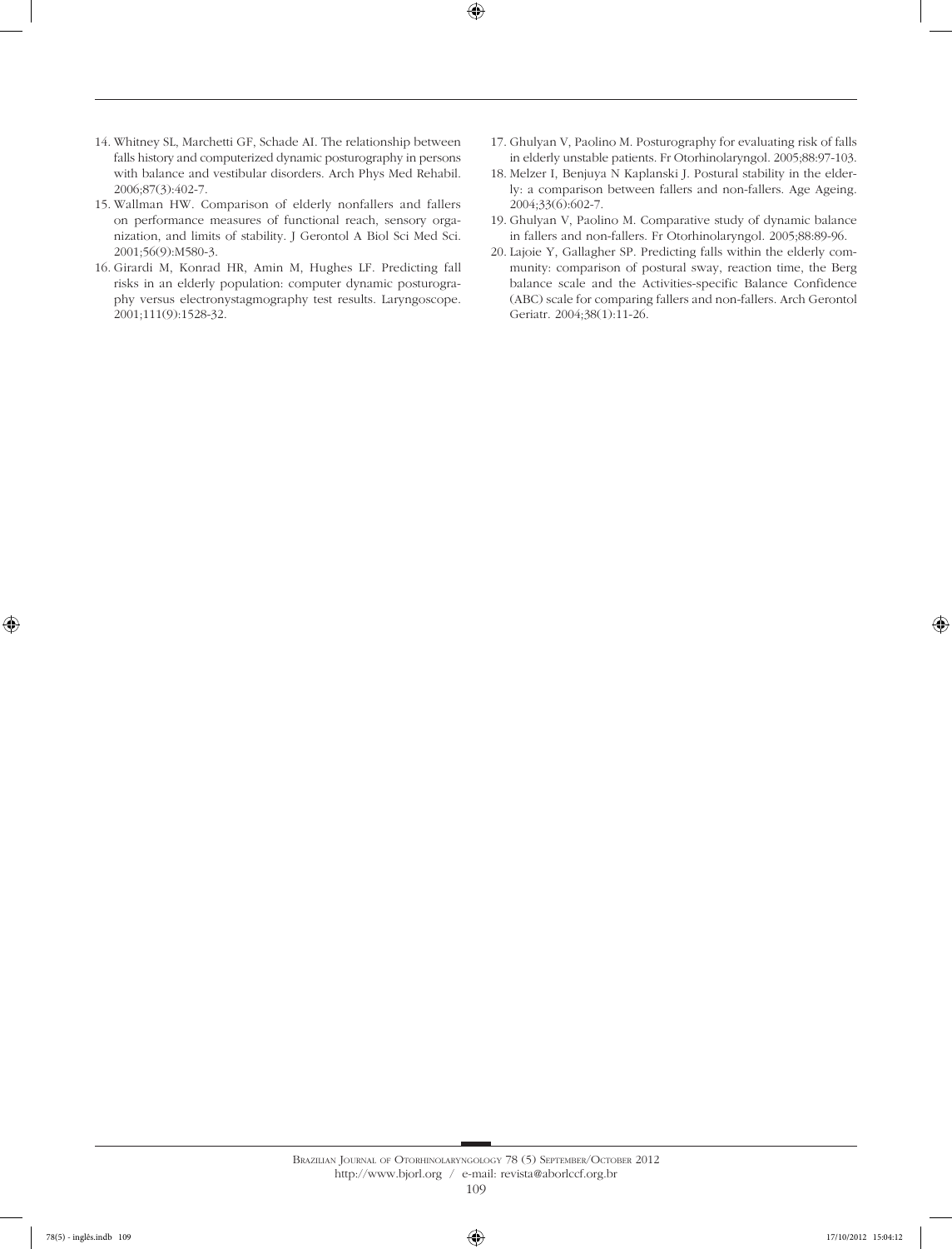14. Whitney SL, Marchetti GF, Schade AI. The relationship between falls history and computerized dynamic posturography in persons with balance and vestibular disorders. Arch Phys Med Rehabil. 2006;87(3):402-7.
15. Wallman HW. Comparison of elderly nonfallers and fallers on performance measures of functional reach, sensory organization, and limits of stability. J Gerontol A Biol Sci Med Sci. 2001;56(9):M580-3.
16. Girardi M, Konrad HR, Amin M, Hughes LF. Predicting fall risks in an elderly population: computer dynamic posturography versus electronystagmography test results. Laryngoscope. 2001;111(9):1528-32.
17. Ghulyan V, Paolino M. Posturography for evaluating risk of falls in elderly unstable patients. Fr Otorhinolaryngol. 2005;88:97-103.
18. Melzer I, Benjuya N Kaplanski J. Postural stability in the elderly: a comparison between fallers and non-fallers. Age Ageing. 2004;33(6):602-7.
19. Ghulyan V, Paolino M. Comparative study of dynamic balance in fallers and non-fallers. Fr Otorhinolaryngol. 2005;88:89-96.
20. Lajoie Y, Gallagher SP. Predicting falls within the elderly community: comparison of postural sway, reaction time, the Berg balance scale and the Activities-specific Balance Confidence (ABC) scale for comparing fallers and non-fallers. Arch Gerontol Geriatr. 2004;38(1):11-26.